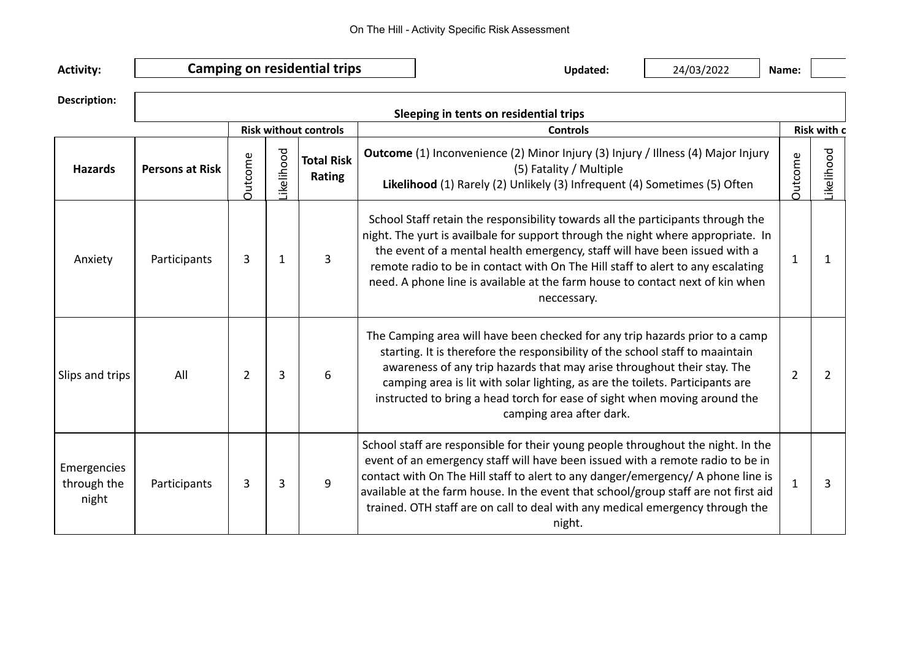On The Hill - Activity Specific Risk Assessment

**Activity:** **Camping on residential trips**

**Updated:** 24/03/2022 **Name:**

**Description:** **Sleeping in tents on residential trips**

| | | **Risk without controls** | | | **Controls** | **Risk with c** | |
|---|---|---|---|---|---|---|---|
| **Hazards** | **Persons at Risk** | Outcome | Likelihood | **Total Risk Rating** | **Outcome** (1) Inconvenience (2) Minor Injury (3) Injury / Illness (4) Major Injury (5) Fatality / Multiple **Likelihood** (1) Rarely (2) Unlikely (3) Infrequent (4) Sometimes (5) Often | Outcome | Likelihood |
| Anxiety | Participants | 3 | 1 | 3 | School Staff retain the responsibility towards all the participants through the night. The yurt is availbale for support through the night where appropriate. In the event of a mental health emergency, staff will have been issued with a remote radio to be in contact with On The Hill staff to alert to any escalating need. A phone line is available at the farm house to contact next of kin when neccessary. | 1 | 1 |
| Slips and trips | All | 2 | 3 | 6 | The Camping area will have been checked for any trip hazards prior to a camp starting. It is therefore the responsibility of the school staff to maaintain awareness of any trip hazards that may arise throughout their stay. The camping area is lit with solar lighting, as are the toilets. Participants are instructed to bring a head torch for ease of sight when moving around the camping area after dark. | 2 | 2 |
| Emergencies through the night | Participants | 3 | 3 | 9 | School staff are responsible for their young people throughout the night. In the event of an emergency staff will have been issued with a remote radio to be in contact with On The Hill staff to alert to any danger/emergency/ A phone line is available at the farm house. In the event that school/group staff are not first aid trained. OTH staff are on call to deal with any medical emergency through the night. | 1 | 3 |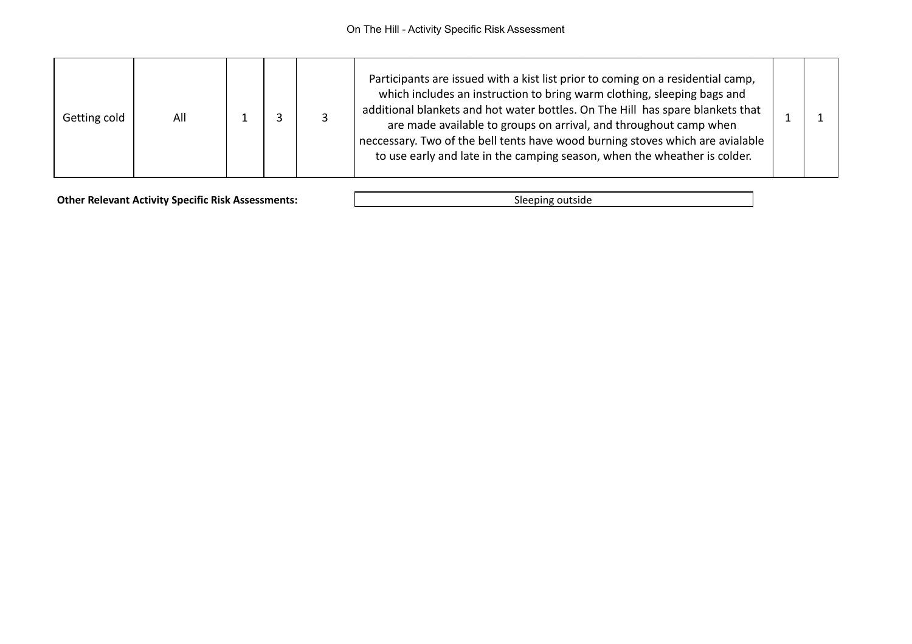| | | | | | | | |
|---|---|---|---|---|---|---|---|
| Getting cold | All | 1 | 3 | 3 | Participants are issued with a kist list prior to coming on a residential camp, which includes an instruction to bring warm clothing, sleeping bags and additional blankets and hot water bottles. On The Hill has spare blankets that are made available to groups on arrival, and throughout camp when neccessary. Two of the bell tents have wood burning stoves which are avialable to use early and late in the camping season, when the wheather is colder. | 1 | 1 |

**Other Relevant Activity Specific Risk Assessments:** Sleeping outside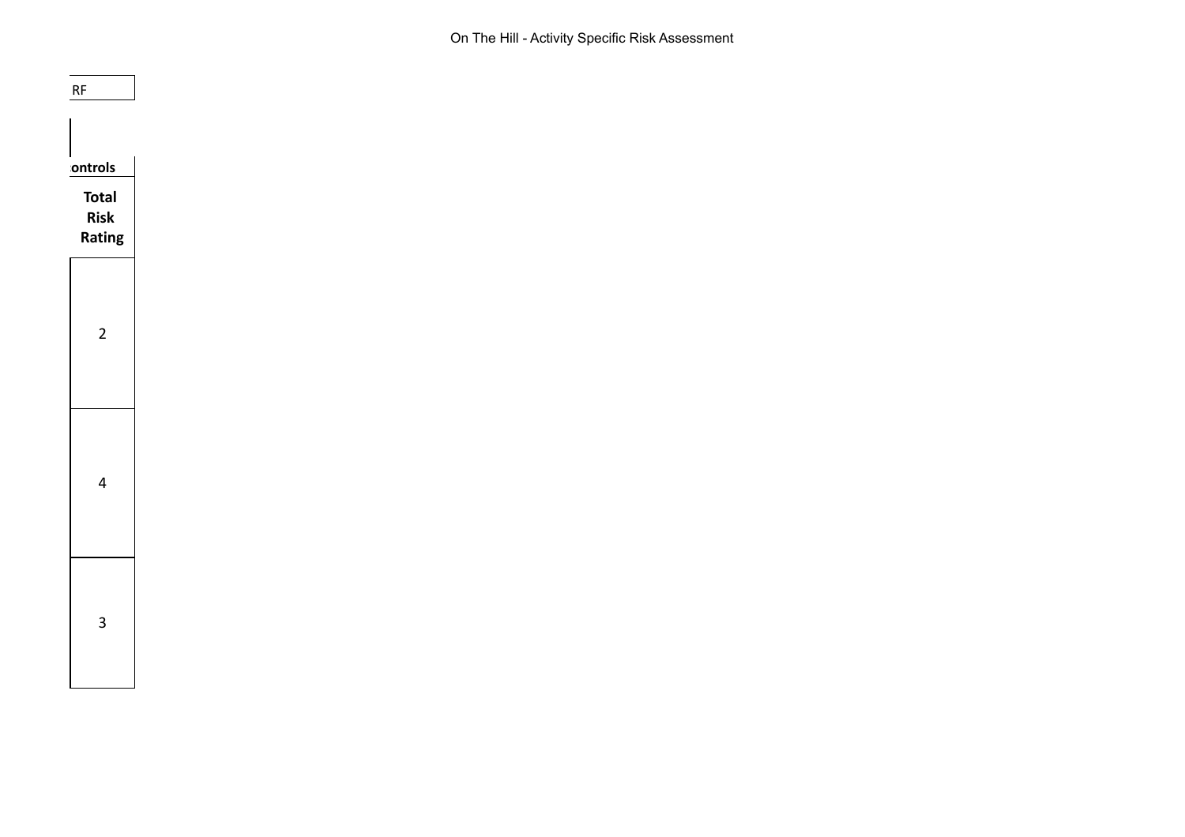| RF |
| --- |
| ontrols |
| **Total Risk Rating** |
| 2 |
| 4 |
| 3 |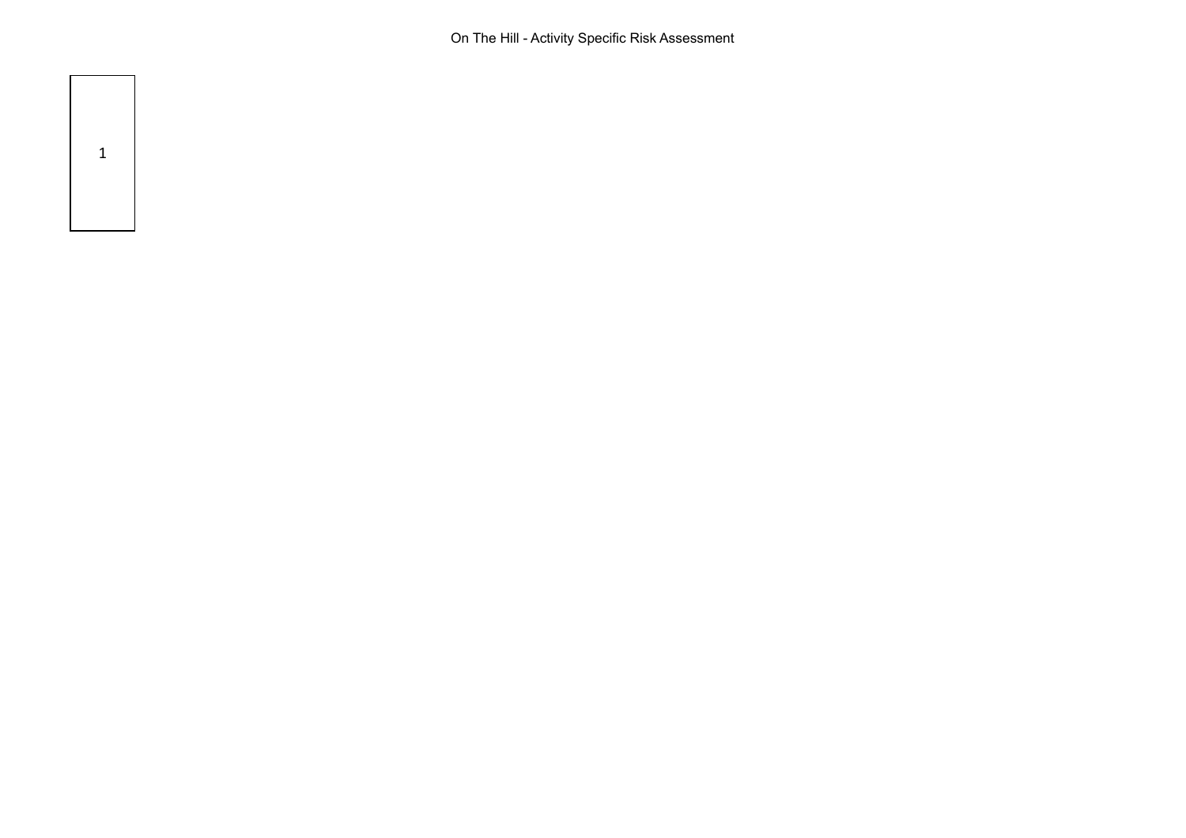| |
|---|
| 1 |